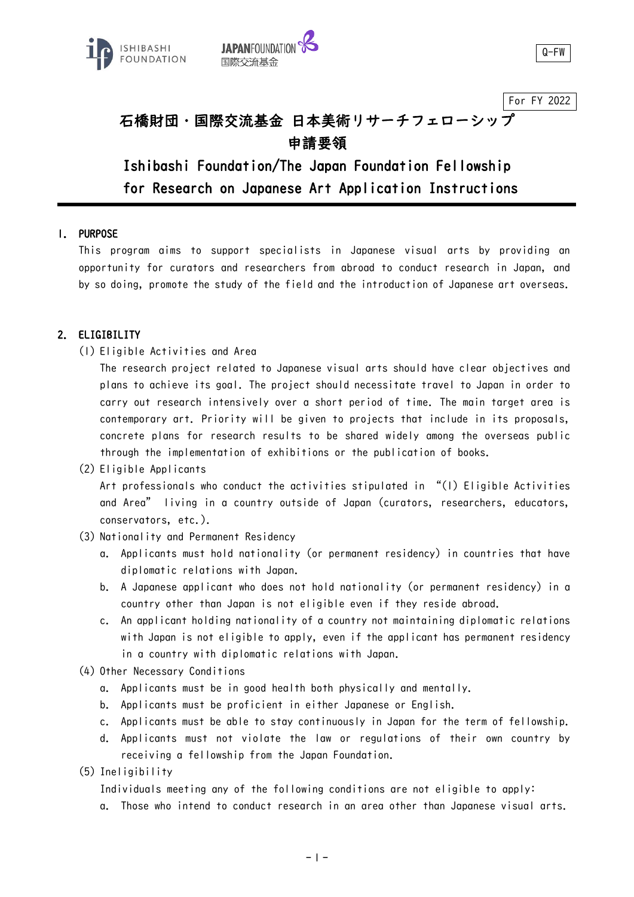Q-FW

For FY 2022

# 石橋財団・国際交流基金 日本美術リサーチフェローシップ 申請要領

# Ishibashi Foundation/The Japan Foundation Fellowship for Research on Japanese Art Application Instructions

## 1. PURPOSE

This program aims to support specialists in Japanese visual arts by providing an opportunity for curators and researchers from abroad to conduct research in Japan, and by so doing, promote the study of the field and the introduction of Japanese art overseas.

## 2. ELIGIBILITY

(1) Eligible Activities and Area

The research project related to Japanese visual arts should have clear objectives and plans to achieve its goal. The project should necessitate travel to Japan in order to carry out research intensively over a short period of time. The main target area is contemporary art. Priority will be given to projects that include in its proposals, concrete plans for research results to be shared widely among the overseas public through the implementation of exhibitions or the publication of books.

(2) Eligible Applicants

Art professionals who conduct the activities stipulated in "(1) Eligible Activities and Area" living in a country outside of Japan (curators, researchers, educators, conservators, etc.).

(3) Nationality and Permanent Residency

a. Applicants must hold nationality (or permanent residency) in countries that have diplomatic relations with Japan.

b. A Japanese applicant who does not hold nationality (or permanent residency) in a country other than Japan is not eligible even if they reside abroad.

c. An applicant holding nationality of a country not maintaining diplomatic relations with Japan is not eligible to apply, even if the applicant has permanent residency in a country with diplomatic relations with Japan.

(4) Other Necessary Conditions

a. Applicants must be in good health both physically and mentally.

b. Applicants must be proficient in either Japanese or English.

c. Applicants must be able to stay continuously in Japan for the term of fellowship.

d. Applicants must not violate the law or regulations of their own country by receiving a fellowship from the Japan Foundation.

(5) Ineligibility

Individuals meeting any of the following conditions are not eligible to apply:

a. Those who intend to conduct research in an area other than Japanese visual arts.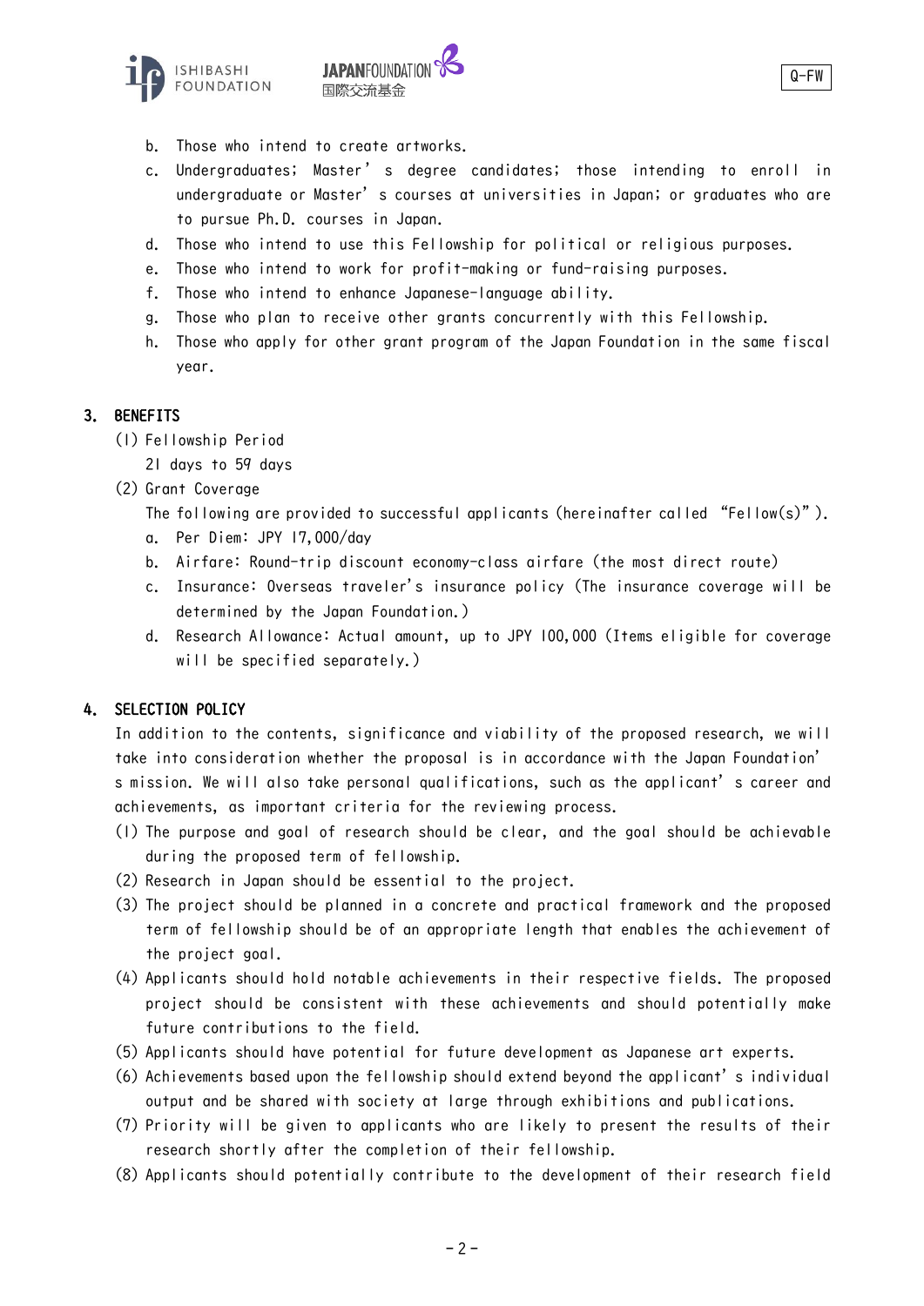b. Those who intend to create artworks.
c. Undergraduates; Master's degree candidates; those intending to enroll in undergraduate or Master's courses at universities in Japan; or graduates who are to pursue Ph.D. courses in Japan.
d. Those who intend to use this Fellowship for political or religious purposes.
e. Those who intend to work for profit-making or fund-raising purposes.
f. Those who intend to enhance Japanese-language ability.
g. Those who plan to receive other grants concurrently with this Fellowship.
h. Those who apply for other grant program of the Japan Foundation in the same fiscal year.

## 3. BENEFITS

(1) Fellowship Period

21 days to 59 days

(2) Grant Coverage

The following are provided to successful applicants (hereinafter called "Fellow(s)").

a. Per Diem: JPY 17,000/day
b. Airfare: Round-trip discount economy-class airfare (the most direct route)
c. Insurance: Overseas traveler's insurance policy (The insurance coverage will be determined by the Japan Foundation.)
d. Research Allowance: Actual amount, up to JPY 100,000 (Items eligible for coverage will be specified separately.)

## 4. SELECTION POLICY

In addition to the contents, significance and viability of the proposed research, we will take into consideration whether the proposal is in accordance with the Japan Foundation's mission. We will also take personal qualifications, such as the applicant's career and achievements, as important criteria for the reviewing process.

(1) The purpose and goal of research should be clear, and the goal should be achievable during the proposed term of fellowship.
(2) Research in Japan should be essential to the project.
(3) The project should be planned in a concrete and practical framework and the proposed term of fellowship should be of an appropriate length that enables the achievement of the project goal.
(4) Applicants should hold notable achievements in their respective fields. The proposed project should be consistent with these achievements and should potentially make future contributions to the field.
(5) Applicants should have potential for future development as Japanese art experts.
(6) Achievements based upon the fellowship should extend beyond the applicant's individual output and be shared with society at large through exhibitions and publications.
(7) Priority will be given to applicants who are likely to present the results of their research shortly after the completion of their fellowship.
(8) Applicants should potentially contribute to the development of their research field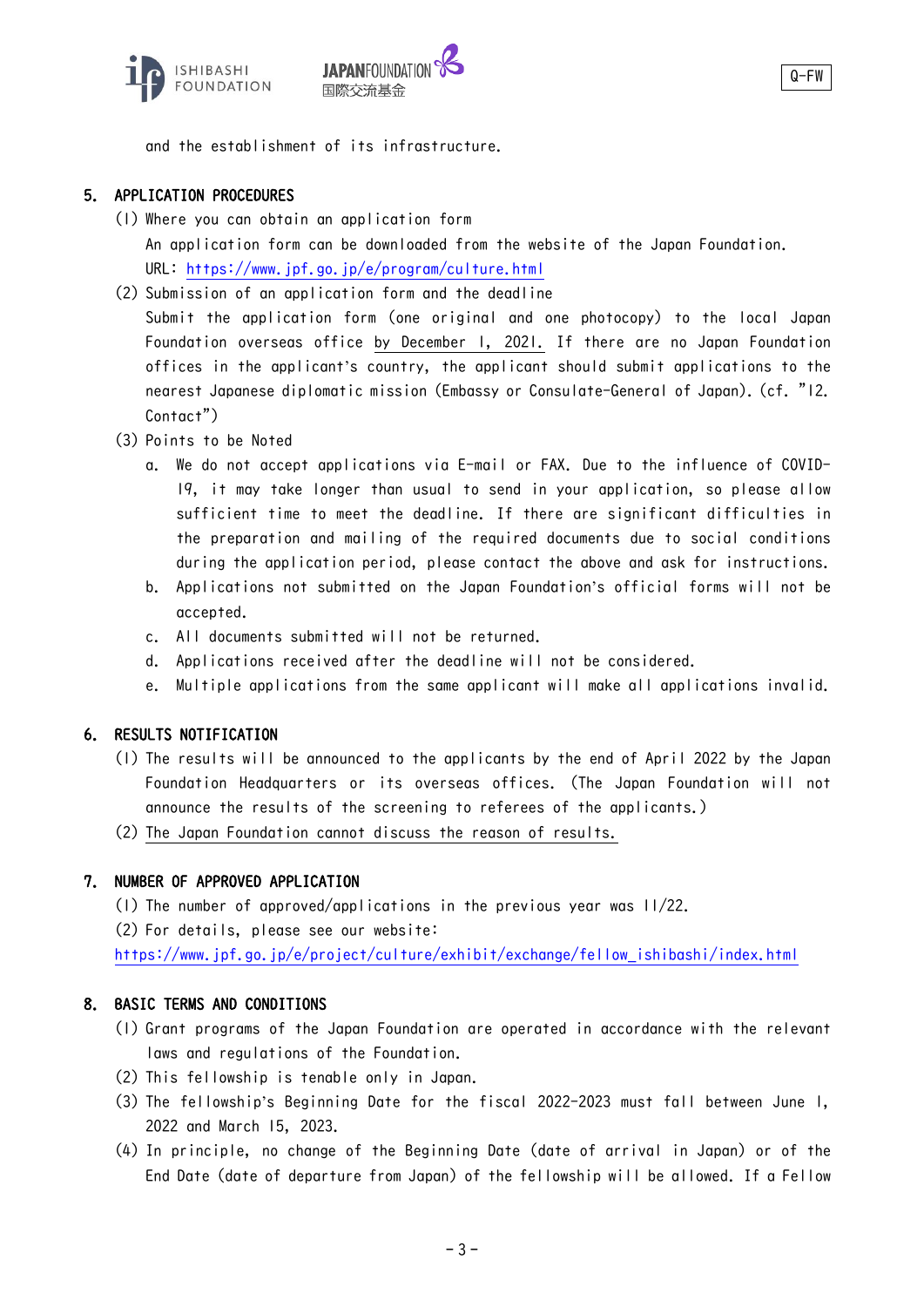and the establishment of its infrastructure.

## 5. APPLICATION PROCEDURES

(1) Where you can obtain an application form

An application form can be downloaded from the website of the Japan Foundation.
URL: https://www.jpf.go.jp/e/program/culture.html

(2) Submission of an application form and the deadline

Submit the application form (one original and one photocopy) to the local Japan Foundation overseas office by December 1, 2021. If there are no Japan Foundation offices in the applicant's country, the applicant should submit applications to the nearest Japanese diplomatic mission (Embassy or Consulate-General of Japan). (cf. "12. Contact")

(3) Points to be Noted

a. We do not accept applications via E-mail or FAX. Due to the influence of COVID-19, it may take longer than usual to send in your application, so please allow sufficient time to meet the deadline. If there are significant difficulties in the preparation and mailing of the required documents due to social conditions during the application period, please contact the above and ask for instructions.
b. Applications not submitted on the Japan Foundation's official forms will not be accepted.
c. All documents submitted will not be returned.
d. Applications received after the deadline will not be considered.
e. Multiple applications from the same applicant will make all applications invalid.

## 6. RESULTS NOTIFICATION

(1) The results will be announced to the applicants by the end of April 2022 by the Japan Foundation Headquarters or its overseas offices. (The Japan Foundation will not announce the results of the screening to referees of the applicants.)
(2) The Japan Foundation cannot discuss the reason of results.

## 7. NUMBER OF APPROVED APPLICATION

(1) The number of approved/applications in the previous year was 11/22.
(2) For details, please see our website:
https://www.jpf.go.jp/e/project/culture/exhibit/exchange/fellow_ishibashi/index.html

## 8. BASIC TERMS AND CONDITIONS

(1) Grant programs of the Japan Foundation are operated in accordance with the relevant laws and regulations of the Foundation.
(2) This fellowship is tenable only in Japan.
(3) The fellowship's Beginning Date for the fiscal 2022-2023 must fall between June 1, 2022 and March 15, 2023.
(4) In principle, no change of the Beginning Date (date of arrival in Japan) or of the End Date (date of departure from Japan) of the fellowship will be allowed. If a Fellow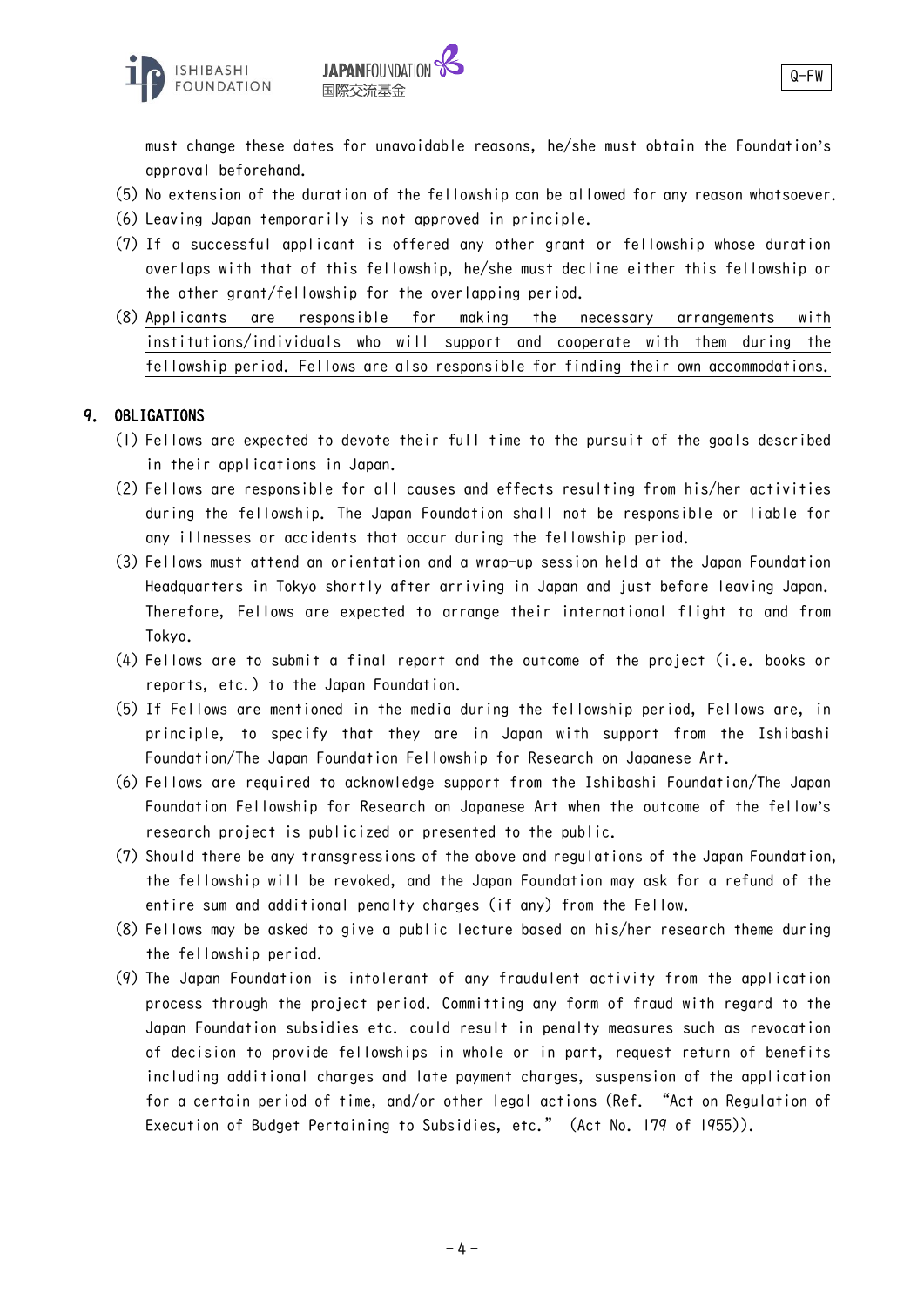must change these dates for unavoidable reasons, he/she must obtain the Foundation's approval beforehand.

(5) No extension of the duration of the fellowship can be allowed for any reason whatsoever.

(6) Leaving Japan temporarily is not approved in principle.

(7) If a successful applicant is offered any other grant or fellowship whose duration overlaps with that of this fellowship, he/she must decline either this fellowship or the other grant/fellowship for the overlapping period.

(8) Applicants are responsible for making the necessary arrangements with institutions/individuals who will support and cooperate with them during the fellowship period. Fellows are also responsible for finding their own accommodations.

## 9. OBLIGATIONS

(1) Fellows are expected to devote their full time to the pursuit of the goals described in their applications in Japan.

(2) Fellows are responsible for all causes and effects resulting from his/her activities during the fellowship. The Japan Foundation shall not be responsible or liable for any illnesses or accidents that occur during the fellowship period.

(3) Fellows must attend an orientation and a wrap-up session held at the Japan Foundation Headquarters in Tokyo shortly after arriving in Japan and just before leaving Japan. Therefore, Fellows are expected to arrange their international flight to and from Tokyo.

(4) Fellows are to submit a final report and the outcome of the project (i.e. books or reports, etc.) to the Japan Foundation.

(5) If Fellows are mentioned in the media during the fellowship period, Fellows are, in principle, to specify that they are in Japan with support from the Ishibashi Foundation/The Japan Foundation Fellowship for Research on Japanese Art.

(6) Fellows are required to acknowledge support from the Ishibashi Foundation/The Japan Foundation Fellowship for Research on Japanese Art when the outcome of the fellow's research project is publicized or presented to the public.

(7) Should there be any transgressions of the above and regulations of the Japan Foundation, the fellowship will be revoked, and the Japan Foundation may ask for a refund of the entire sum and additional penalty charges (if any) from the Fellow.

(8) Fellows may be asked to give a public lecture based on his/her research theme during the fellowship period.

(9) The Japan Foundation is intolerant of any fraudulent activity from the application process through the project period. Committing any form of fraud with regard to the Japan Foundation subsidies etc. could result in penalty measures such as revocation of decision to provide fellowships in whole or in part, request return of benefits including additional charges and late payment charges, suspension of the application for a certain period of time, and/or other legal actions (Ref. "Act on Regulation of Execution of Budget Pertaining to Subsidies, etc." (Act No. 179 of 1955)).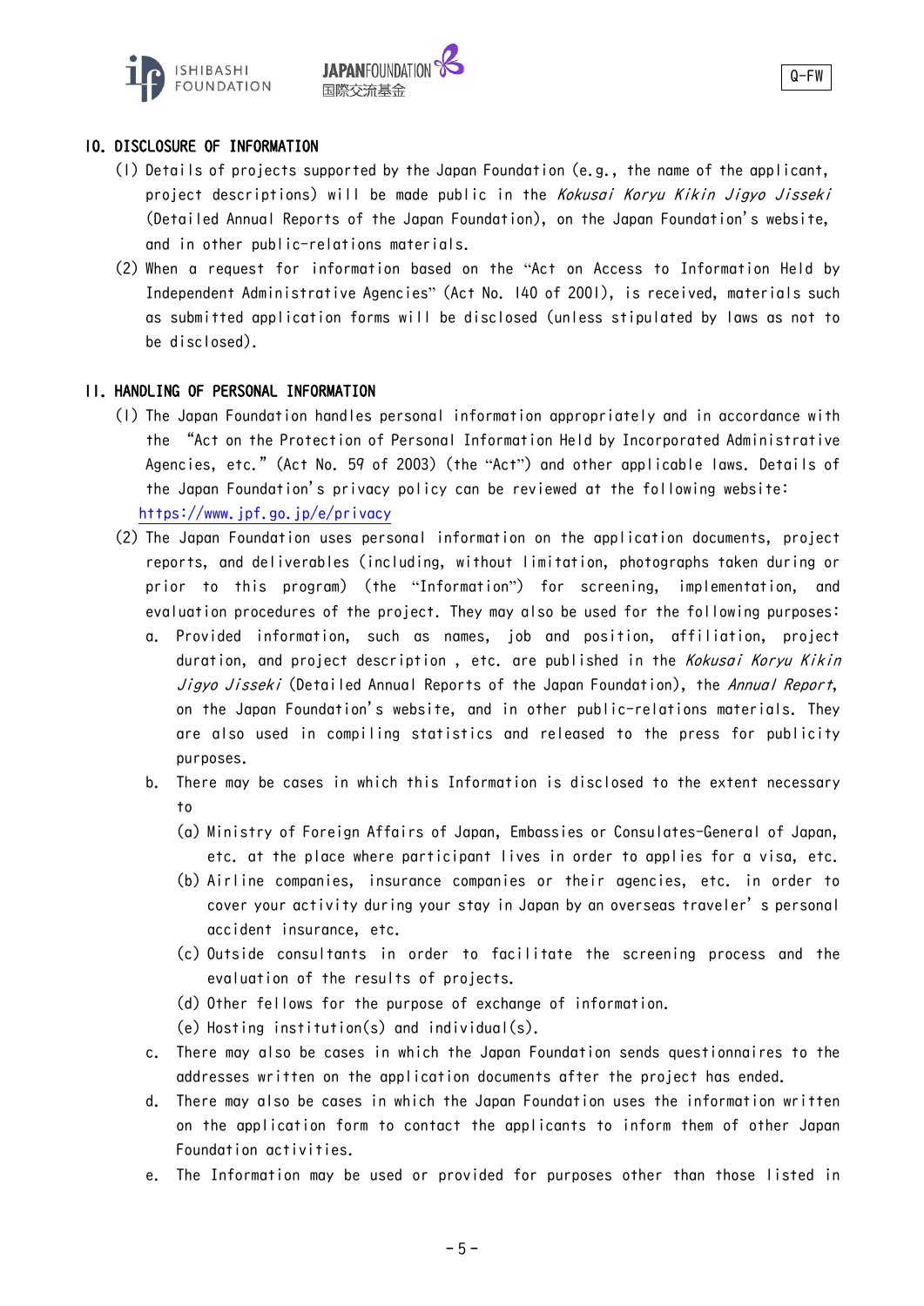## 10. DISCLOSURE OF INFORMATION

(1) Details of projects supported by the Japan Foundation (e.g., the name of the applicant, project descriptions) will be made public in the *Kokusai Koryu Kikin Jigyo Jisseki* (Detailed Annual Reports of the Japan Foundation), on the Japan Foundation's website, and in other public-relations materials.

(2) When a request for information based on the "Act on Access to Information Held by Independent Administrative Agencies" (Act No. 140 of 2001), is received, materials such as submitted application forms will be disclosed (unless stipulated by laws as not to be disclosed).

## 11. HANDLING OF PERSONAL INFORMATION

(1) The Japan Foundation handles personal information appropriately and in accordance with the "Act on the Protection of Personal Information Held by Incorporated Administrative Agencies, etc." (Act No. 59 of 2003) (the "Act") and other applicable laws. Details of the Japan Foundation's privacy policy can be reviewed at the following website: https://www.jpf.go.jp/e/privacy

(2) The Japan Foundation uses personal information on the application documents, project reports, and deliverables (including, without limitation, photographs taken during or prior to this program) (the "Information") for screening, implementation, and evaluation procedures of the project. They may also be used for the following purposes:

a. Provided information, such as names, job and position, affiliation, project duration, and project description , etc. are published in the *Kokusai Koryu Kikin Jigyo Jisseki* (Detailed Annual Reports of the Japan Foundation), the *Annual Report*, on the Japan Foundation's website, and in other public-relations materials. They are also used in compiling statistics and released to the press for publicity purposes.

b. There may be cases in which this Information is disclosed to the extent necessary to

(a) Ministry of Foreign Affairs of Japan, Embassies or Consulates-General of Japan, etc. at the place where participant lives in order to applies for a visa, etc.

(b) Airline companies, insurance companies or their agencies, etc. in order to cover your activity during your stay in Japan by an overseas traveler' s personal accident insurance, etc.

(c) Outside consultants in order to facilitate the screening process and the evaluation of the results of projects.

(d) Other fellows for the purpose of exchange of information.

(e) Hosting institution(s) and individual(s).

c. There may also be cases in which the Japan Foundation sends questionnaires to the addresses written on the application documents after the project has ended.

d. There may also be cases in which the Japan Foundation uses the information written on the application form to contact the applicants to inform them of other Japan Foundation activities.

e. The Information may be used or provided for purposes other than those listed in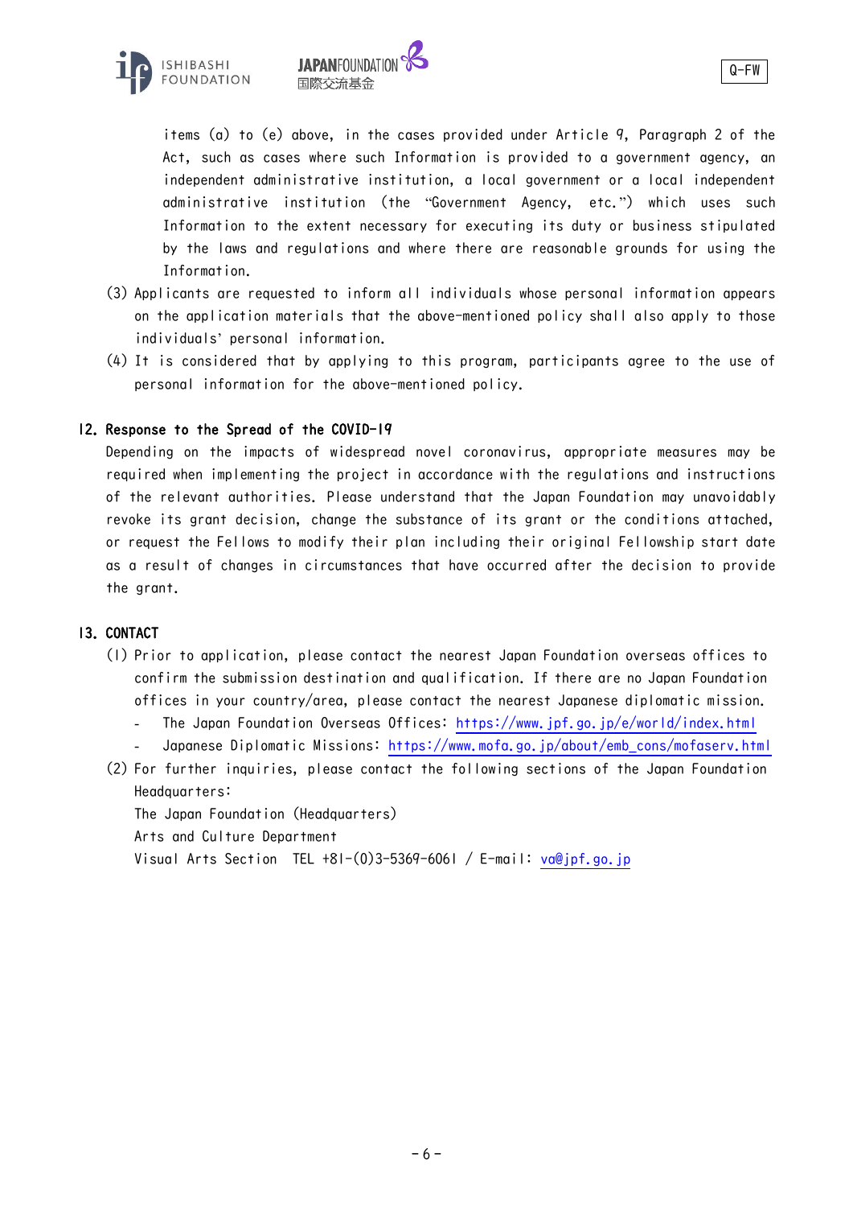items (a) to (e) above, in the cases provided under Article 9, Paragraph 2 of the Act, such as cases where such Information is provided to a government agency, an independent administrative institution, a local government or a local independent administrative institution (the "Government Agency, etc.") which uses such Information to the extent necessary for executing its duty or business stipulated by the laws and regulations and where there are reasonable grounds for using the Information.

(3) Applicants are requested to inform all individuals whose personal information appears on the application materials that the above-mentioned policy shall also apply to those individuals' personal information.

(4) It is considered that by applying to this program, participants agree to the use of personal information for the above-mentioned policy.

## 12. Response to the Spread of the COVID-19

Depending on the impacts of widespread novel coronavirus, appropriate measures may be required when implementing the project in accordance with the regulations and instructions of the relevant authorities. Please understand that the Japan Foundation may unavoidably revoke its grant decision, change the substance of its grant or the conditions attached, or request the Fellows to modify their plan including their original Fellowship start date as a result of changes in circumstances that have occurred after the decision to provide the grant.

## 13. CONTACT

(1) Prior to application, please contact the nearest Japan Foundation overseas offices to confirm the submission destination and qualification. If there are no Japan Foundation offices in your country/area, please contact the nearest Japanese diplomatic mission.

- The Japan Foundation Overseas Offices: https://www.jpf.go.jp/e/world/index.html
- Japanese Diplomatic Missions: https://www.mofa.go.jp/about/emb_cons/mofaserv.html

(2) For further inquiries, please contact the following sections of the Japan Foundation Headquarters:

The Japan Foundation (Headquarters)
Arts and Culture Department
Visual Arts Section TEL +81-(0)3-5369-6061 / E-mail: va@jpf.go.jp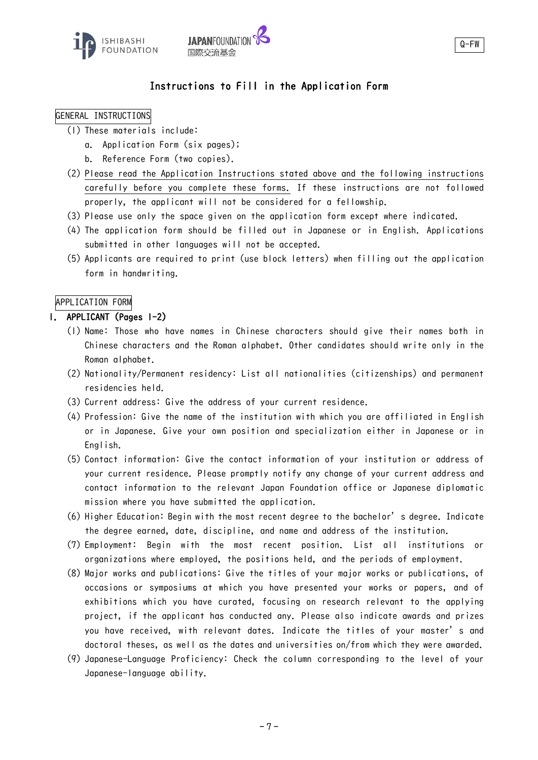Q-FW

# Instructions to Fill in the Application Form

## GENERAL INSTRUCTIONS

(1) These materials include:

a. Application Form (six pages);

b. Reference Form (two copies).

(2) Please read the Application Instructions stated above and the following instructions carefully before you complete these forms. If these instructions are not followed properly, the applicant will not be considered for a fellowship.

(3) Please use only the space given on the application form except where indicated.

(4) The application form should be filled out in Japanese or in English. Applications submitted in other languages will not be accepted.

(5) Applicants are required to print (use block letters) when filling out the application form in handwriting.

## APPLICATION FORM

### I. APPLICANT (Pages 1-2)

(1) Name: Those who have names in Chinese characters should give their names both in Chinese characters and the Roman alphabet. Other candidates should write only in the Roman alphabet.

(2) Nationality/Permanent residency: List all nationalities (citizenships) and permanent residencies held.

(3) Current address: Give the address of your current residence.

(4) Profession: Give the name of the institution with which you are affiliated in English or in Japanese. Give your own position and specialization either in Japanese or in English.

(5) Contact information: Give the contact information of your institution or address of your current residence. Please promptly notify any change of your current address and contact information to the relevant Japan Foundation office or Japanese diplomatic mission where you have submitted the application.

(6) Higher Education: Begin with the most recent degree to the bachelor's degree. Indicate the degree earned, date, discipline, and name and address of the institution.

(7) Employment: Begin with the most recent position. List all institutions or organizations where employed, the positions held, and the periods of employment.

(8) Major works and publications: Give the titles of your major works or publications, of occasions or symposiums at which you have presented your works or papers, and of exhibitions which you have curated, focusing on research relevant to the applying project, if the applicant has conducted any. Please also indicate awards and prizes you have received, with relevant dates. Indicate the titles of your master's and doctoral theses, as well as the dates and universities on/from which they were awarded.

(9) Japanese-Language Proficiency: Check the column corresponding to the level of your Japanese-language ability.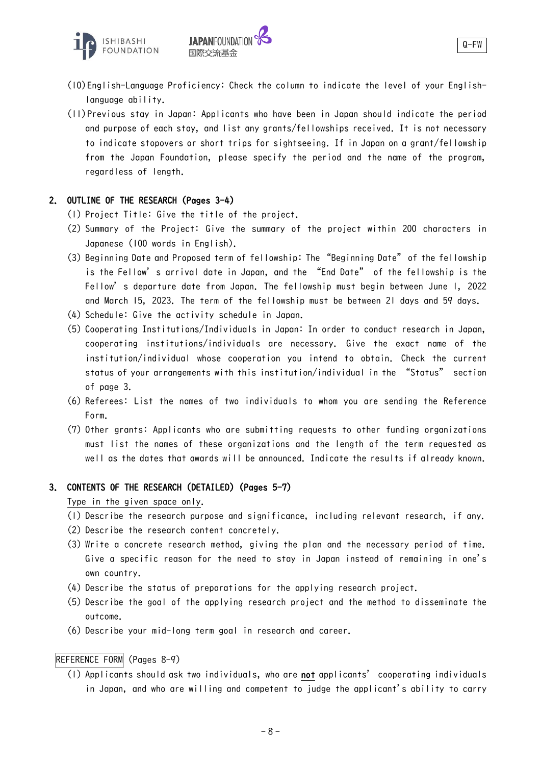(10) English-Language Proficiency: Check the column to indicate the level of your English-language ability.

(11) Previous stay in Japan: Applicants who have been in Japan should indicate the period and purpose of each stay, and list any grants/fellowships received. It is not necessary to indicate stopovers or short trips for sightseeing. If in Japan on a grant/fellowship from the Japan Foundation, please specify the period and the name of the program, regardless of length.

## 2. OUTLINE OF THE RESEARCH (Pages 3-4)

(1) Project Title: Give the title of the project.

(2) Summary of the Project: Give the summary of the project within 200 characters in Japanese (100 words in English).

(3) Beginning Date and Proposed term of fellowship: The "Beginning Date" of the fellowship is the Fellow's arrival date in Japan, and the "End Date" of the fellowship is the Fellow's departure date from Japan. The fellowship must begin between June 1, 2022 and March 15, 2023. The term of the fellowship must be between 21 days and 59 days.

(4) Schedule: Give the activity schedule in Japan.

(5) Cooperating Institutions/Individuals in Japan: In order to conduct research in Japan, cooperating institutions/individuals are necessary. Give the exact name of the institution/individual whose cooperation you intend to obtain. Check the current status of your arrangements with this institution/individual in the "Status" section of page 3.

(6) Referees: List the names of two individuals to whom you are sending the Reference Form.

(7) Other grants: Applicants who are submitting requests to other funding organizations must list the names of these organizations and the length of the term requested as well as the dates that awards will be announced. Indicate the results if already known.

## 3. CONTENTS OF THE RESEARCH (DETAILED) (Pages 5-7)

Type in the given space only.

(1) Describe the research purpose and significance, including relevant research, if any.

(2) Describe the research content concretely.

(3) Write a concrete research method, giving the plan and the necessary period of time. Give a specific reason for the need to stay in Japan instead of remaining in one's own country.

(4) Describe the status of preparations for the applying research project.

(5) Describe the goal of the applying research project and the method to disseminate the outcome.

(6) Describe your mid-long term goal in research and career.

## REFERENCE FORM (Pages 8-9)

(1) Applicants should ask two individuals, who are **not** applicants' cooperating individuals in Japan, and who are willing and competent to judge the applicant's ability to carry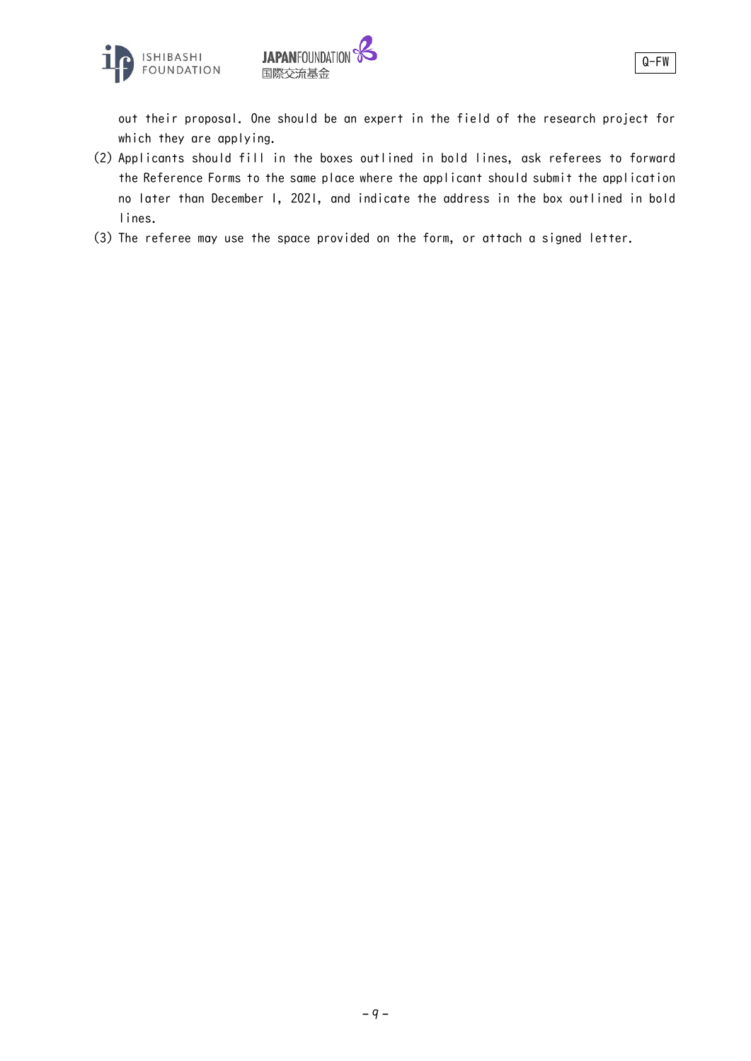out their proposal. One should be an expert in the field of the research project for which they are applying.

(2) Applicants should fill in the boxes outlined in bold lines, ask referees to forward the Reference Forms to the same place where the applicant should submit the application no later than December 1, 2021, and indicate the address in the box outlined in bold lines.

(3) The referee may use the space provided on the form, or attach a signed letter.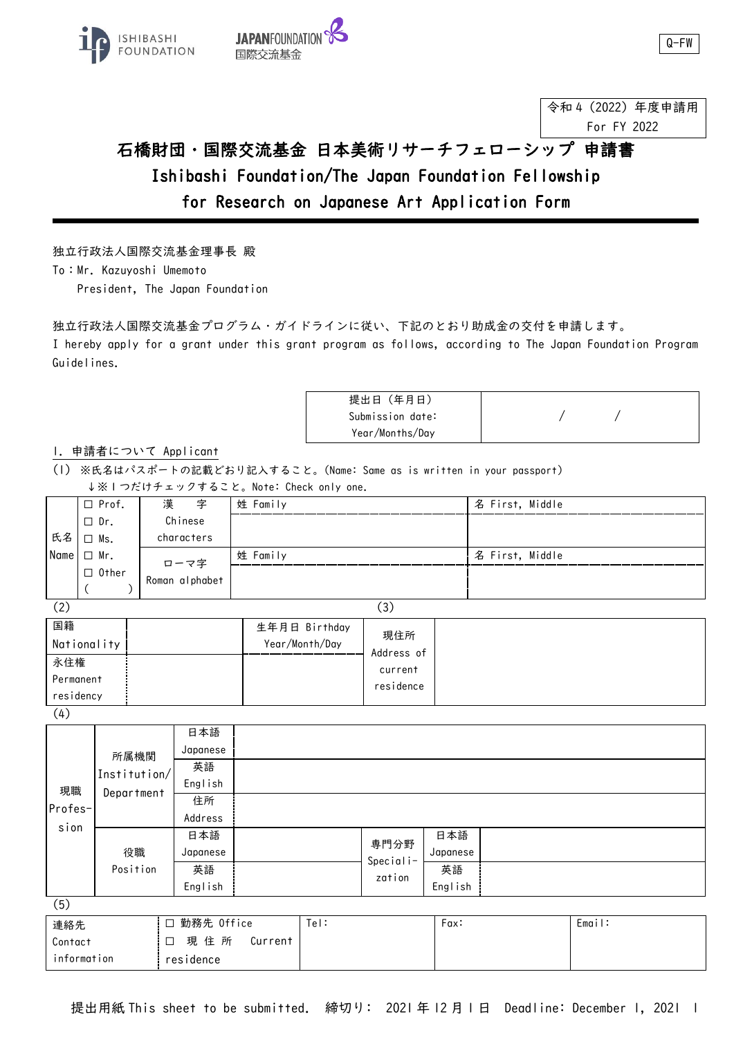ISHIBASHI FOUNDATION　JAPANFOUNDATION 国際交流基金

Q-FW

令和４（2022）年度申請用
For FY 2022

# 石橋財団・国際交流基金 日本美術リサーチフェローシップ 申請書
# Ishibashi Foundation/The Japan Foundation Fellowship for Research on Japanese Art Application Form

独立行政法人国際交流基金理事長 殿
To：Mr. Kazuyoshi Umemoto
President, The Japan Foundation

独立行政法人国際交流基金プログラム・ガイドラインに従い、下記のとおり助成金の交付を申請します。
I hereby apply for a grant under this grant program as follows, according to The Japan Foundation Program Guidelines.

| 提出日（年月日） Submission date: Year/Months/Day | / / |
|---|---|

## I. 申請者について Applicant

(1) ※氏名はパスポートの記載どおり記入すること。(Name: Same as is written in your passport)
↓※１つだけチェックすること。Note: Check only one.

| 氏名 Name | □ Prof. □ Dr. □ Ms. □ Mr. □ Other ( ) | 漢字 Chinese characters | 姓 Family | 名 First, Middle |
|---|---|---|---|---|
| | | ローマ字 Roman alphabet | 姓 Family | 名 First, Middle |

(2) (3)

| 国籍 Nationality | | 生年月日 Birthday Year/Month/Day | 現住所 Address of current residence | |
|---|---|---|---|---|
| 永住権 Permanent residency | | | | |

(4)

| 現職 Profession | 所属機関 Institution/ Department | 日本語 Japanese | | | |
|---|---|---|---|---|---|
| | | 英語 English | | | |
| | | 住所 Address | | | |
| | 役職 Position | 日本語 Japanese | | 専門分野 Specialization | 日本語 Japanese |
| | | 英語 English | | | 英語 English |

(5)

| 連絡先 Contact information | □ 勤務先 Office □ 現住所 Current residence | Tel: | Fax: | Email: |
|---|---|---|---|---|

提出用紙 This sheet to be submitted.　締切り： 2021年12月1日　Deadline: December 1, 2021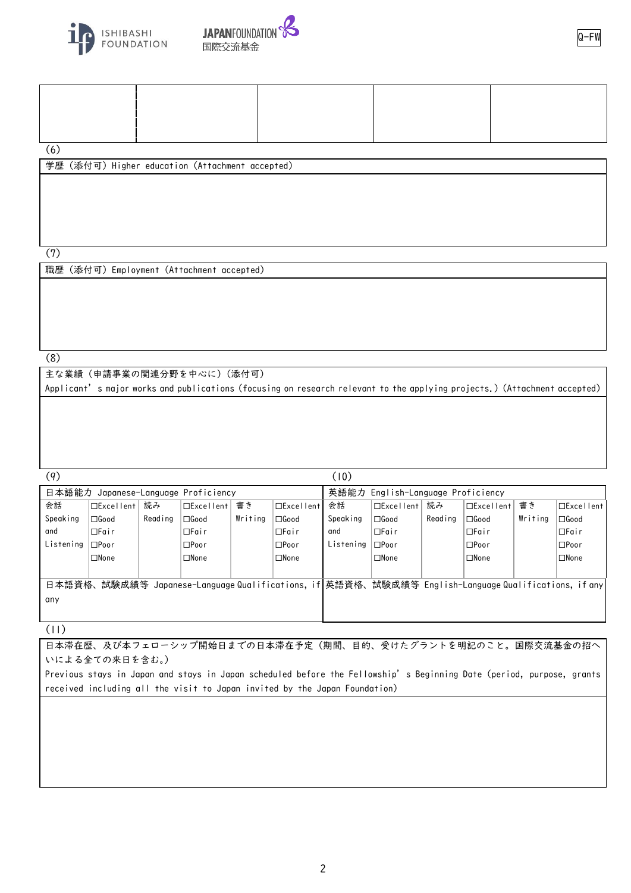ISHIBASHI FOUNDATION　JAPANFOUNDATION 国際交流基金

Q-FW

| | | | | |
|---|---|---|---|---|
| | | | | |

(6)

| 学歴（添付可）Higher education (Attachment accepted) |
|---|
| |

(7)

| 職歴（添付可）Employment (Attachment accepted) |
|---|
| |

(8)

| 主な業績（申請事業の関連分野を中心に）（添付可）<br>Applicant' s major works and publications (focusing on research relevant to the applying projects.) (Attachment accepted) |
|---|
| |

(9)

| 日本語能力 Japanese-Language Proficiency | | | | | |
|---|---|---|---|---|---|
| 会話 Speaking and Listening | □Excellent □Good □Fair □Poor □None | 読み Reading | □Excellent □Good □Fair □Poor □None | 書き Writing | □Excellent □Good □Fair □Poor □None |
| 日本語資格、試験成績等 Japanese-Language Qualifications, if any | | | | | |

(10)

| 英語能力 English-Language Proficiency | | | | | |
|---|---|---|---|---|---|
| 会話 Speaking and Listening | □Excellent □Good □Fair □Poor □None | 読み Reading | □Excellent □Good □Fair □Poor □None | 書き Writing | □Excellent □Good □Fair □Poor □None |
| 英語資格、試験成績等 English-Language Qualifications, if any | | | | | |

(11)

| 日本滞在歴、及び本フェローシップ開始日までの日本滞在予定（期間、目的、受けたグラントを明記のこと。国際交流基金の招へいによる全ての来日を含む。）<br>Previous stays in Japan and stays in Japan scheduled before the Fellowship' s Beginning Date (period, purpose, grants received including all the visit to Japan invited by the Japan Foundation) |
|---|
| |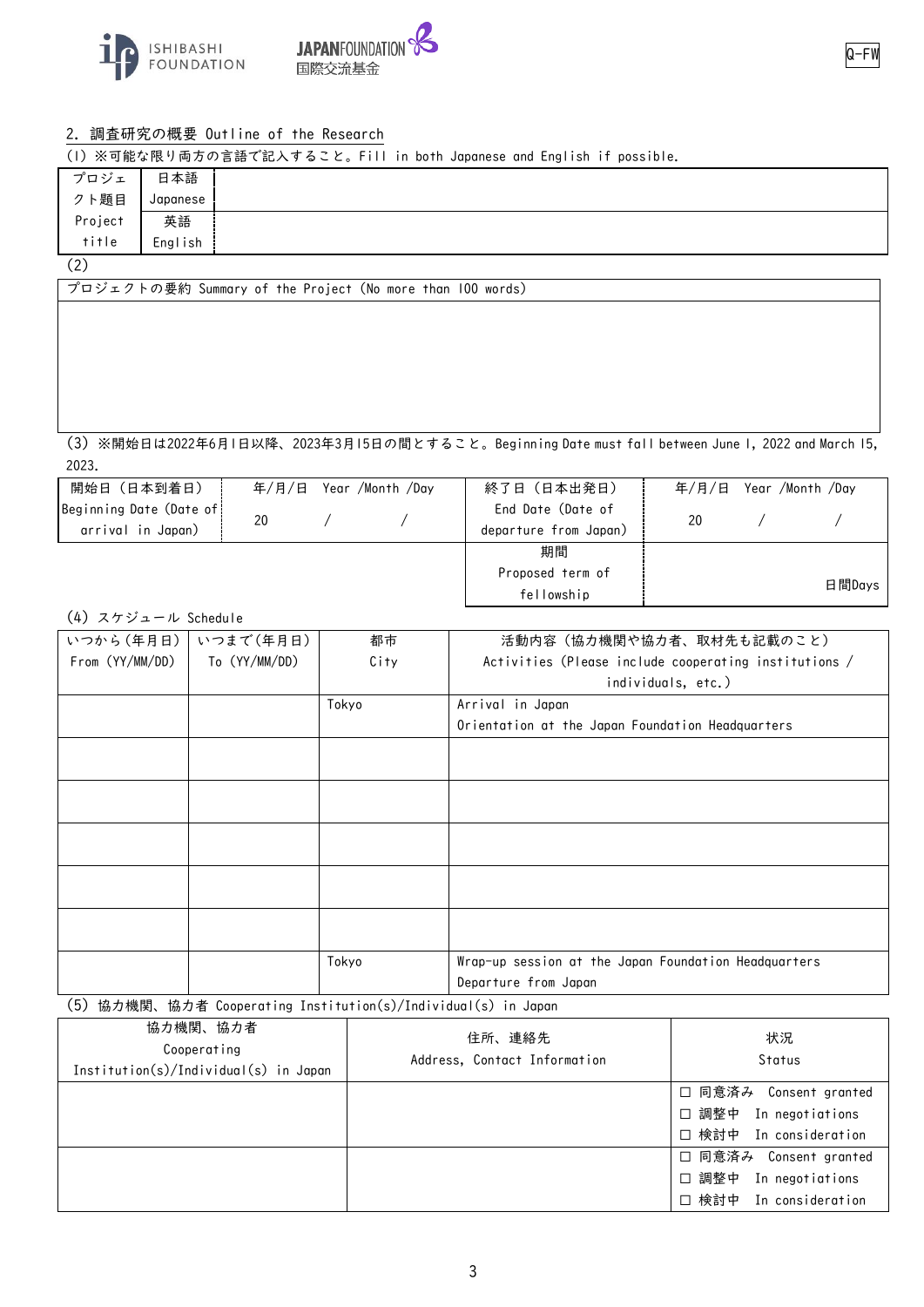Q-FW

## 2. 調査研究の概要 Outline of the Research

(1) ※可能な限り両方の言語で記入すること。Fill in both Japanese and English if possible.

| プロジェクト題目 Project title | 日本語 Japanese | |
|---|---|---|
| | 英語 English | |

(2)

| プロジェクトの要約 Summary of the Project (No more than 100 words) |
|---|
| |

(3) ※開始日は2022年6月1日以降、2023年3月15日の間とすること。Beginning Date must fall between June 1, 2022 and March 15, 2023.

| 開始日（日本到着日） Beginning Date (Date of arrival in Japan) | 年/月/日 Year /Month /Day 20 / / | 終了日（日本出発日） End Date (Date of departure from Japan) | 年/月/日 Year /Month /Day 20 / / |
|---|---|---|---|
| | | 期間 Proposed term of fellowship | 日間Days |

(4) スケジュール Schedule

| いつから(年月日) From (YY/MM/DD) | いつまで(年月日) To (YY/MM/DD) | 都市 City | 活動内容（協力機関や協力者、取材先も記載のこと） Activities (Please include cooperating institutions / individuals, etc.) |
|---|---|---|---|
| | | Tokyo | Arrival in Japan<br>Orientation at the Japan Foundation Headquarters |
| | | | |
| | | | |
| | | | |
| | | | |
| | | | |
| | | Tokyo | Wrap-up session at the Japan Foundation Headquarters<br>Departure from Japan |

(5) 協力機関、協力者 Cooperating Institution(s)/Individual(s) in Japan

| 協力機関、協力者 Cooperating Institution(s)/Individual(s) in Japan | 住所、連絡先 Address, Contact Information | 状況 Status |
|---|---|---|
| | | ☐ 同意済み Consent granted<br>☐ 調整中 In negotiations<br>☐ 検討中 In consideration |
| | | ☐ 同意済み Consent granted<br>☐ 調整中 In negotiations<br>☐ 検討中 In consideration |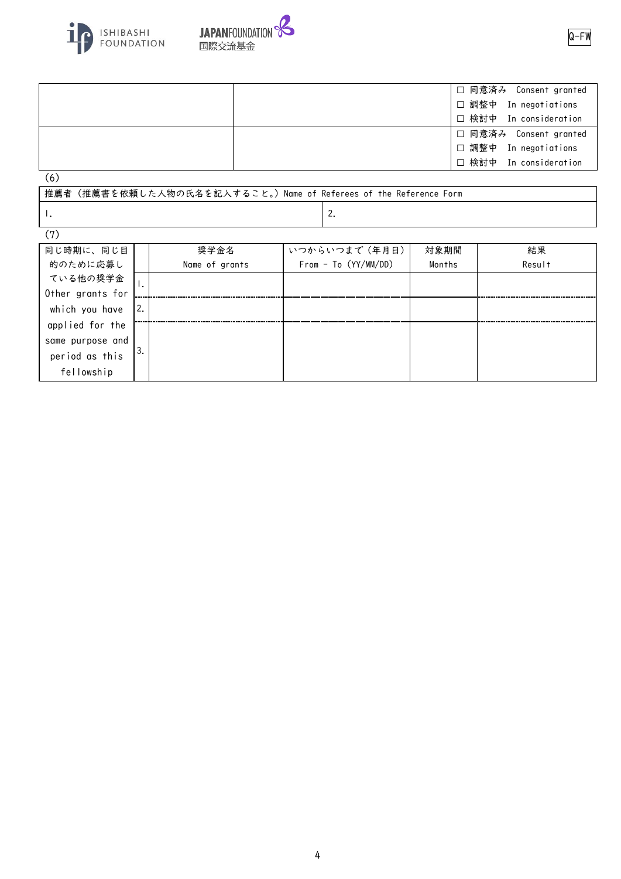Q-FW

| | | |
|---|---|---|
| | | □ 同意済み　Consent granted<br>□ 調整中　In negotiations<br>□ 検討中　In consideration |
| | | □ 同意済み　Consent granted<br>□ 調整中　In negotiations<br>□ 検討中　In consideration |

(6)

| 推薦者（推薦書を依頼した人物の氏名を記入すること。）Name of Referees of the Reference Form | |
|---|---|
| 1. | 2. |

(7)

| 同じ時期に、同じ目的のために応募している他の奨学金 Other grants for which you have applied for the same purpose and period as this fellowship | | 奨学金名<br>Name of grants | いつからいつまで（年月日）<br>From - To (YY/MM/DD) | 対象期間<br>Months | 結果<br>Result |
|---|---|---|---|---|---|
| | 1. | | | | |
| | 2. | | | | |
| | 3. | | | | |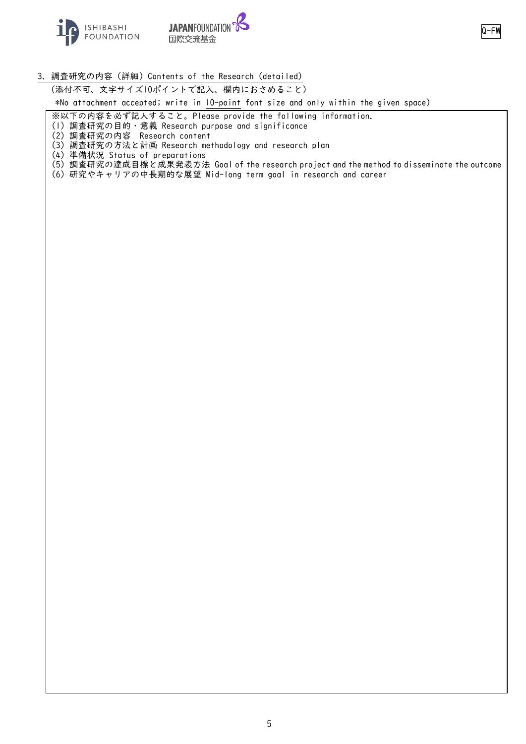Q-FW

3. 調査研究の内容（詳細）Contents of the Research (detailed)

（添付不可、文字サイズ10ポイントで記入、欄内におさめること）

*No attachment accepted; write in 10-point font size and only within the given space)

※以下の内容を必ず記入すること。Please provide the following information.

(1) 調査研究の目的・意義 Research purpose and significance

(2) 調査研究の内容　Research content

(3) 調査研究の方法と計画 Research methodology and research plan

(4) 準備状況 Status of preparations

(5) 調査研究の達成目標と成果発表方法 Goal of the research project and the method to disseminate the outcome

(6) 研究やキャリアの中長期的な展望 Mid-long term goal in research and career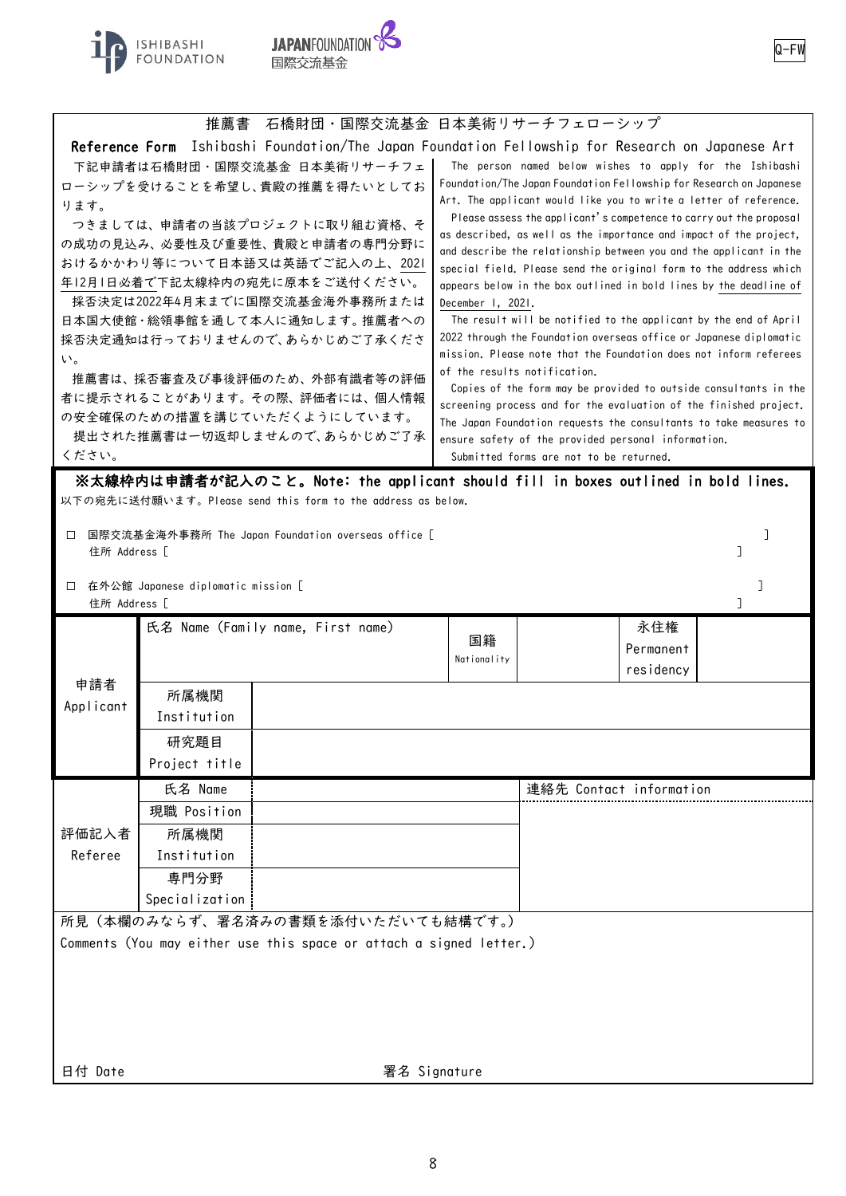Q-FW

# 推薦書　石橋財団・国際交流基金 日本美術リサーチフェローシップ

# Reference Form　Ishibashi Foundation/The Japan Foundation Fellowship for Research on Japanese Art

下記申請者は石橋財団・国際交流基金 日本美術リサーチフェローシップを受けることを希望し、貴殿の推薦を得たいとしております。

つきましては、申請者の当該プロジェクトに取り組む資格、その成功の見込み、必要性及び重要性、貴殿と申請者の専門分野におけるかかわり等について日本語又は英語でご記入の上、2021年12月1日必着で下記太線枠内の宛先に原本をご送付ください。

採否決定は2022年4月末までに国際交流基金海外事務所または日本国大使館・総領事館を通して本人に通知します。推薦者への採否決定通知は行っておりませんので、あらかじめご了承ください。

推薦書は、採否審査及び事後評価のため、外部有識者等の評価者に提示されることがあります。その際、評価者には、個人情報の安全確保のための措置を講じていただくようにしています。

提出された推薦書は一切返却しませんので、あらかじめご了承ください。

The person named below wishes to apply for the Ishibashi Foundation/The Japan Foundation Fellowship for Research on Japanese Art. The applicant would like you to write a letter of reference.

Please assess the applicant's competence to carry out the proposal as described, as well as the importance and impact of the project, and describe the relationship between you and the applicant in the special field. Please send the original form to the address which appears below in the box outlined in bold lines by the deadline of December 1, 2021.

The result will be notified to the applicant by the end of April 2022 through the Foundation overseas office or Japanese diplomatic mission. Please note that the Foundation does not inform referees of the results notification.

Copies of the form may be provided to outside consultants in the screening process and for the evaluation of the finished project. The Japan Foundation requests the consultants to take measures to ensure safety of the provided personal information.

Submitted forms are not to be returned.

**※太線枠内は申請者が記入のこと。Note: the applicant should fill in boxes outlined in bold lines.**

以下の宛先に送付願います。Please send this form to the address as below.

□ 国際交流基金海外事務所 The Japan Foundation overseas office [　　　　　　　　　　　　　　　　　　　　]
住所 Address [　　　　　　　　　　　　　　　　　　　　]

□ 在外公館 Japanese diplomatic mission [　　　　　　　　　　　　　　　　　　　　]
住所 Address [　　　　　　　　　　　　　　　　　　　　]

| | | | | | | |
|---|---|---|---|---|---|---|
| 申請者 Applicant | 氏名 Name (Family name, First name) | | 国籍 Nationality | | 永住権 Permanent residency | |
| | 所属機関 Institution | | | | | |
| | 研究題目 Project title | | | | | |

| | | | |
|---|---|---|---|
| 評価記入者 Referee | 氏名 Name | | 連絡先 Contact information |
| | 現職 Position | | |
| | 所属機関 Institution | | |
| | 専門分野 Specialization | | |

所見（本欄のみならず、署名済みの書類を添付いただいても結構です。）
Comments (You may either use this space or attach a signed letter.)

日付 Date　　　　　　　　　　　　　　署名 Signature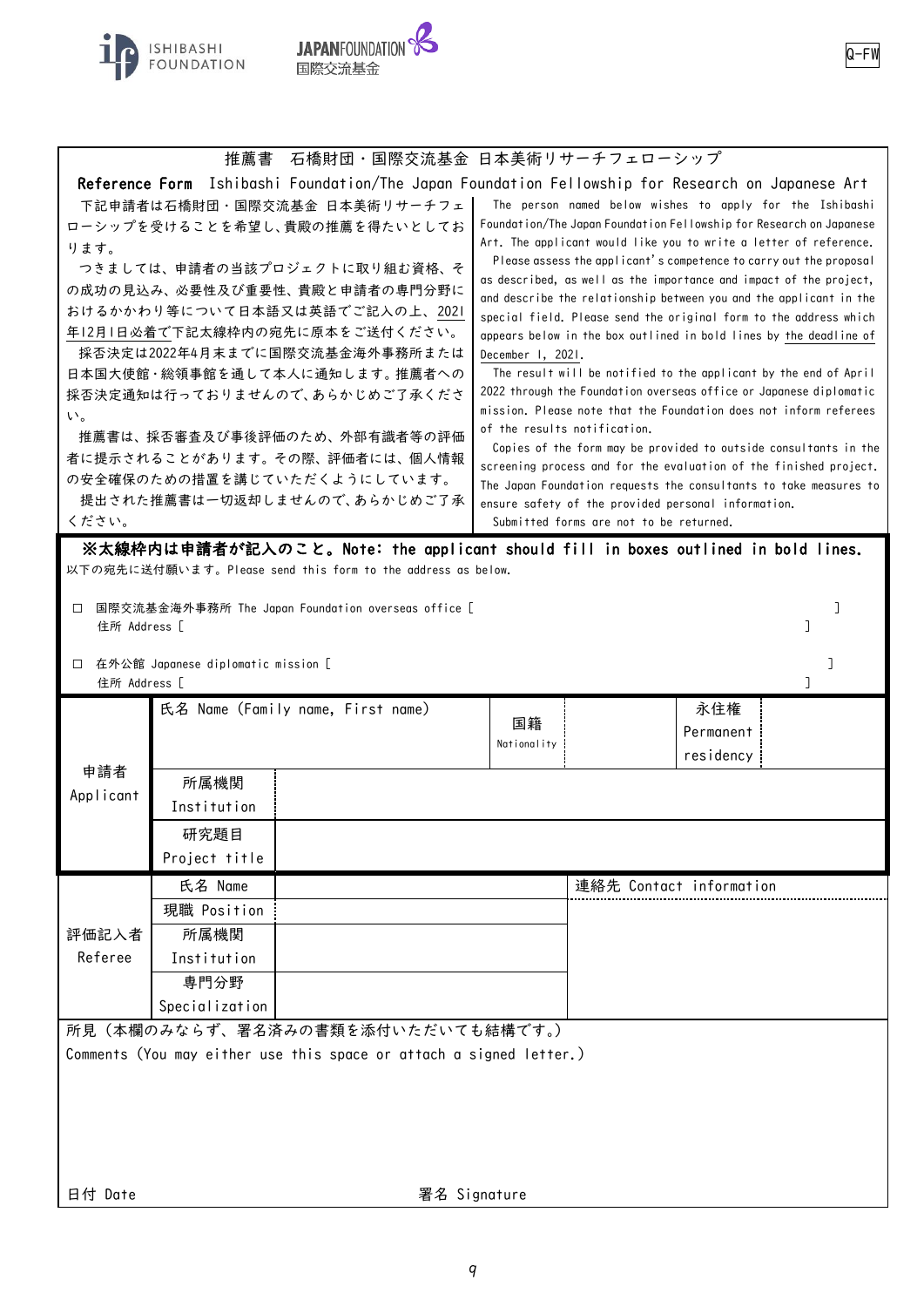Q-FW

# 推薦書　石橋財団・国際交流基金 日本美術リサーチフェローシップ

## Reference Form　Ishibashi Foundation/The Japan Foundation Fellowship for Research on Japanese Art

下記申請者は石橋財団・国際交流基金 日本美術リサーチフェローシップを受けることを希望し、貴殿の推薦を得たいとしております。

つきましては、申請者の当該プロジェクトに取り組む資格、その成功の見込み、必要性及び重要性、貴殿と申請者の専門分野におけるかかわり等について日本語又は英語でご記入の上、2021年12月1日必着で下記太線枠内の宛先に原本をご送付ください。

採否決定は2022年4月末までに国際交流基金海外事務所または日本国大使館・総領事館を通して本人に通知します。推薦者への採否決定通知は行っておりませんので、あらかじめご了承ください。

推薦書は、採否審査及び事後評価のため、外部有識者等の評価者に提示されることがあります。その際、評価者には、個人情報の安全確保のための措置を講じていただくようにしています。

提出された推薦書は一切返却しませんので、あらかじめご了承ください。

The person named below wishes to apply for the Ishibashi Foundation/The Japan Foundation Fellowship for Research on Japanese Art. The applicant would like you to write a letter of reference.

Please assess the applicant's competence to carry out the proposal as described, as well as the importance and impact of the project, and describe the relationship between you and the applicant in the special field. Please send the original form to the address which appears below in the box outlined in bold lines by the deadline of December 1, 2021.

The result will be notified to the applicant by the end of April 2022 through the Foundation overseas office or Japanese diplomatic mission. Please note that the Foundation does not inform referees of the results notification.

Copies of the form may be provided to outside consultants in the screening process and for the evaluation of the finished project. The Japan Foundation requests the consultants to take measures to ensure safety of the provided personal information.

Submitted forms are not to be returned.

**※太線枠内は申請者が記入のこと。Note: the applicant should fill in boxes outlined in bold lines.**

以下の宛先に送付願います。Please send this form to the address as below.

□ 国際交流基金海外事務所 The Japan Foundation overseas office [　　　　　　　　　　]
住所 Address [　　　　　　　　　　]

□ 在外公館 Japanese diplomatic mission [　　　　　　　　　　]
住所 Address [　　　　　　　　　　]

| | | | | | | |
|---|---|---|---|---|---|---|
| 申請者 Applicant | 氏名 Name (Family name, First name) | | 国籍 Nationality | | 永住権 Permanent residency | |
| | 所属機関 Institution | | | | | |
| | 研究題目 Project title | | | | | |
| 評価記入者 Referee | 氏名 Name | | 連絡先 Contact information | | | |
| | 現職 Position | | | | | |
| | 所属機関 Institution | | | | | |
| | 専門分野 Specialization | | | | | |

所見（本欄のみならず、署名済みの書類を添付いただいても結構です。）
Comments (You may either use this space or attach a signed letter.)

日付 Date　　　　　　　　　　署名 Signature